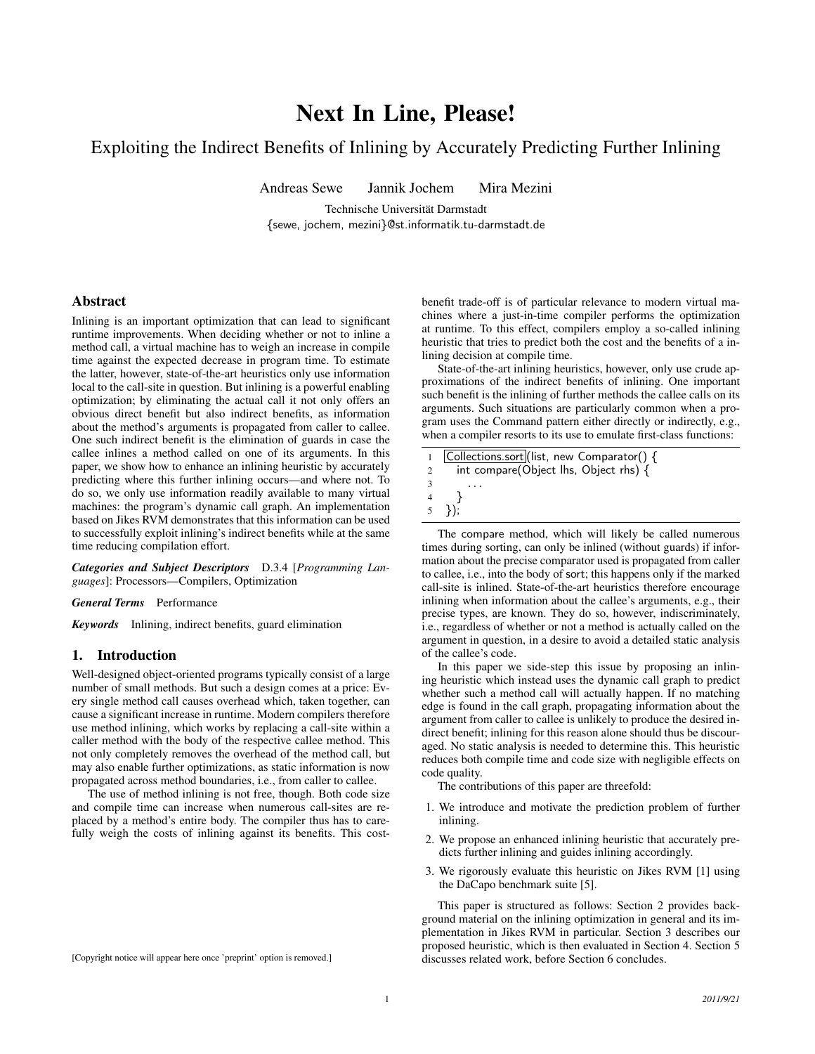# Next In Line, Please!

## Exploiting the Indirect Benefits of Inlining by Accurately Predicting Further Inlining

Andreas Sewe    Jannik Jochem    Mira Mezini

Technische Universität Darmstadt
{sewe, jochem, mezini}@st.informatik.tu-darmstadt.de

## Abstract

Inlining is an important optimization that can lead to significant runtime improvements. When deciding whether or not to inline a method call, a virtual machine has to weigh an increase in compile time against the expected decrease in program time. To estimate the latter, however, state-of-the-art heuristics only use information local to the call-site in question. But inlining is a powerful enabling optimization; by eliminating the actual call it not only offers an obvious direct benefit but also indirect benefits, as information about the method's arguments is propagated from caller to callee. One such indirect benefit is the elimination of guards in case the callee inlines a method called on one of its arguments. In this paper, we show how to enhance an inlining heuristic by accurately predicting where this further inlining occurs—and where not. To do so, we only use information readily available to many virtual machines: the program's dynamic call graph. An implementation based on Jikes RVM demonstrates that this information can be used to successfully exploit inlining's indirect benefits while at the same time reducing compilation effort.

***Categories and Subject Descriptors*** D.3.4 [*Programming Languages*]: Processors—Compilers, Optimization

***General Terms*** Performance

***Keywords*** Inlining, indirect benefits, guard elimination

## 1. Introduction

Well-designed object-oriented programs typically consist of a large number of small methods. But such a design comes at a price: Every single method call causes overhead which, taken together, can cause a significant increase in runtime. Modern compilers therefore use method inlining, which works by replacing a call-site within a caller method with the body of the respective callee method. This not only completely removes the overhead of the method call, but may also enable further optimizations, as static information is now propagated across method boundaries, i.e., from caller to callee.

The use of method inlining is not free, though. Both code size and compile time can increase when numerous call-sites are replaced by a method's entire body. The compiler thus has to carefully weigh the costs of inlining against its benefits. This cost-benefit trade-off is of particular relevance to modern virtual machines where a just-in-time compiler performs the optimization at runtime. To this effect, compilers employ a so-called inlining heuristic that tries to predict both the cost and the benefits of a inlining decision at compile time.

State-of-the-art inlining heuristics, however, only use crude approximations of the indirect benefits of inlining. One important such benefit is the inlining of further methods the callee calls on its arguments. Such situations are particularly common when a program uses the Command pattern either directly or indirectly, e.g., when a compiler resorts to its use to emulate first-class functions:

```
1  Collections.sort(list, new Comparator() {
2    int compare(Object lhs, Object rhs) {
3      ...
4    }
5  });
```

The compare method, which will likely be called numerous times during sorting, can only be inlined (without guards) if information about the precise comparator used is propagated from caller to callee, i.e., into the body of sort; this happens only if the marked call-site is inlined. State-of-the-art heuristics therefore encourage inlining when information about the callee's arguments, e.g., their precise types, are known. They do so, however, indiscriminately, i.e., regardless of whether or not a method is actually called on the argument in question, in a desire to avoid a detailed static analysis of the callee's code.

In this paper we side-step this issue by proposing an inlining heuristic which instead uses the dynamic call graph to predict whether such a method call will actually happen. If no matching edge is found in the call graph, propagating information about the argument from caller to callee is unlikely to produce the desired indirect benefit; inlining for this reason alone should thus be discouraged. No static analysis is needed to determine this. This heuristic reduces both compile time and code size with negligible effects on code quality.

The contributions of this paper are threefold:

1. We introduce and motivate the prediction problem of further inlining.
2. We propose an enhanced inlining heuristic that accurately predicts further inlining and guides inlining accordingly.
3. We rigorously evaluate this heuristic on Jikes RVM [1] using the DaCapo benchmark suite [5].

This paper is structured as follows: Section 2 provides background material on the inlining optimization in general and its implementation in Jikes RVM in particular. Section 3 describes our proposed heuristic, which is then evaluated in Section 4. Section 5 discusses related work, before Section 6 concludes.

[Copyright notice will appear here once 'preprint' option is removed.]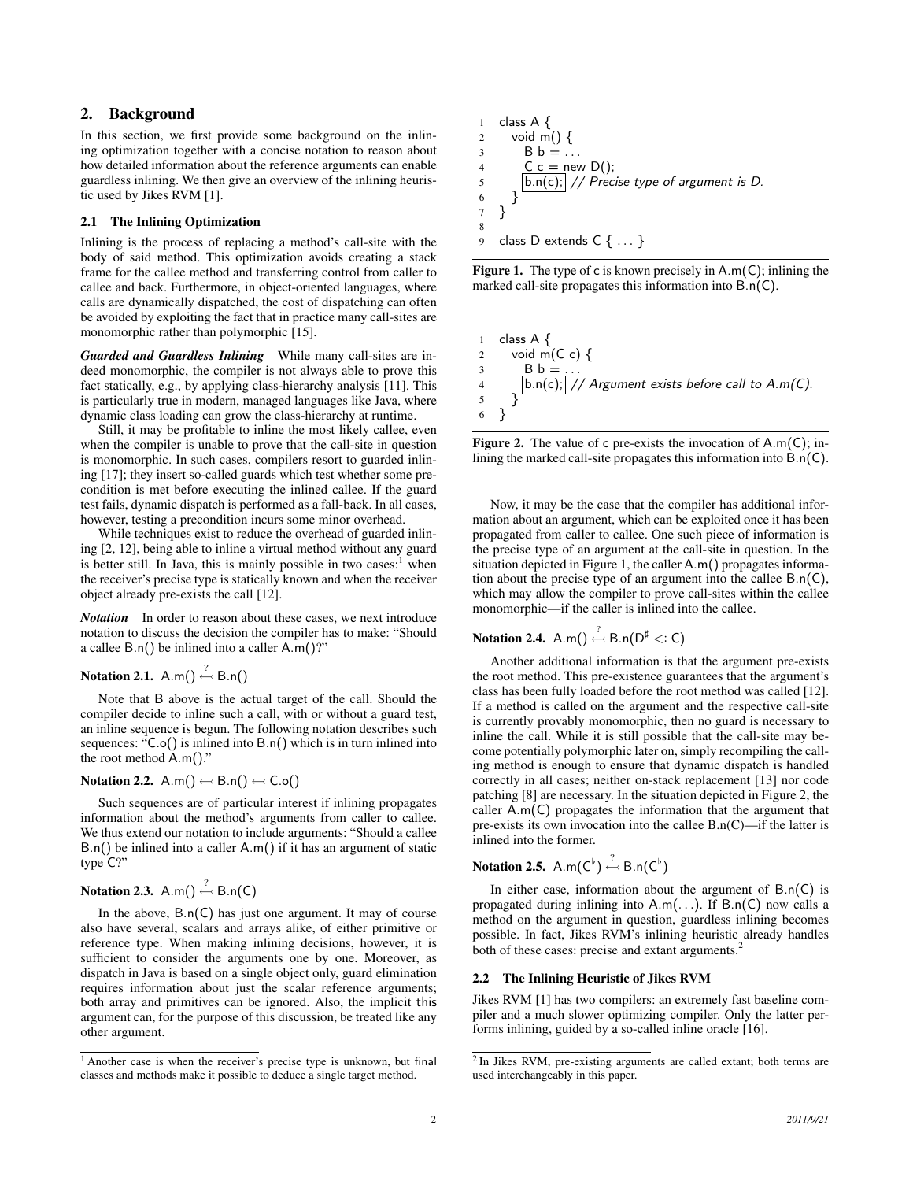## 2. Background

In this section, we first provide some background on the inlining optimization together with a concise notation to reason about how detailed information about the reference arguments can enable guardless inlining. We then give an overview of the inlining heuristic used by Jikes RVM [1].

### 2.1 The Inlining Optimization

Inlining is the process of replacing a method's call-site with the body of said method. This optimization avoids creating a stack frame for the callee method and transferring control from caller to callee and back. Furthermore, in object-oriented languages, where calls are dynamically dispatched, the cost of dispatching can often be avoided by exploiting the fact that in practice many call-sites are monomorphic rather than polymorphic [15].

***Guarded and Guardless Inlining*** While many call-sites are indeed monomorphic, the compiler is not always able to prove this fact statically, e.g., by applying class-hierarchy analysis [11]. This is particularly true in modern, managed languages like Java, where dynamic class loading can grow the class-hierarchy at runtime.

Still, it may be profitable to inline the most likely callee, even when the compiler is unable to prove that the call-site in question is monomorphic. In such cases, compilers resort to guarded inlining [17]; they insert so-called guards which test whether some precondition is met before executing the inlined callee. If the guard test fails, dynamic dispatch is performed as a fall-back. In all cases, however, testing a precondition incurs some minor overhead.

While techniques exist to reduce the overhead of guarded inlining [2, 12], being able to inline a virtual method without any guard is better still. In Java, this is mainly possible in two cases:[1] when the receiver's precise type is statically known and when the receiver object already pre-exists the call [12].

***Notation*** In order to reason about these cases, we next introduce notation to discuss the decision the compiler has to make: "Should a callee B.n() be inlined into a caller A.m()?"

**Notation 2.1.** $\mathsf{A.m()} \overset{?}{\hookleftarrow} \mathsf{B.n()}$

Note that B above is the actual target of the call. Should the compiler decide to inline such a call, with or without a guard test, an inline sequence is begun. The following notation describes such sequences: "C.o() is inlined into B.n() which is in turn inlined into the root method A.m()."

**Notation 2.2.** $\mathsf{A.m()} \hookleftarrow \mathsf{B.n()} \hookleftarrow \mathsf{C.o()}$

Such sequences are of particular interest if inlining propagates information about the method's arguments from caller to callee. We thus extend our notation to include arguments: "Should a callee B.n() be inlined into a caller A.m() if it has an argument of static type C?"

**Notation 2.3.** $\mathsf{A.m()} \overset{?}{\hookleftarrow} \mathsf{B.n(C)}$

In the above, B.n(C) has just one argument. It may of course also have several, scalars and arrays alike, of either primitive or reference type. When making inlining decisions, however, it is sufficient to consider the arguments one by one. Moreover, as dispatch in Java is based on a single object only, guard elimination requires information about just the scalar reference arguments; both array and primitives can be ignored. Also, the implicit this argument can, for the purpose of this discussion, be treated like any other argument.

```
1  class A {
2    void m() {
3      B b = ...
4      C c = new D();
5      b.n(c); // Precise type of argument is D.
6    }
7  }
8
9  class D extends C { ... }
```

**Figure 1.** The type of c is known precisely in A.m(C); inlining the marked call-site propagates this information into B.n(C).

```
1  class A {
2    void m(C c) {
3      B b = ...
4      b.n(c); // Argument exists before call to A.m(C).
5    }
6  }
```

**Figure 2.** The value of c pre-exists the invocation of A.m(C); inlining the marked call-site propagates this information into B.n(C).

Now, it may be the case that the compiler has additional information about an argument, which can be exploited once it has been propagated from caller to callee. One such piece of information is the precise type of an argument at the call-site in question. In the situation depicted in Figure 1, the caller A.m() propagates information about the precise type of an argument into the callee B.n(C), which may allow the compiler to prove call-sites within the callee monomorphic—if the caller is inlined into the callee.

**Notation 2.4.** $\mathsf{A.m()} \overset{?}{\hookleftarrow} \mathsf{B.n(D^{\sharp} <: C)}$

Another additional information is that the argument pre-exists the root method. This pre-existence guarantees that the argument's class has been fully loaded before the root method was called [12]. If a method is called on the argument and the respective call-site is currently provably monomorphic, then no guard is necessary to inline the call. While it is still possible that the call-site may become potentially polymorphic later on, simply recompiling the calling method is enough to ensure that dynamic dispatch is handled correctly in all cases; neither on-stack replacement [13] nor code patching [8] are necessary. In the situation depicted in Figure 2, the caller A.m(C) propagates the information that the argument that pre-exists its own invocation into the callee B.n(C)—if the latter is inlined into the former.

**Notation 2.5.** $\mathsf{A.m(C^{\flat})} \overset{?}{\hookleftarrow} \mathsf{B.n(C^{\flat})}$

In either case, information about the argument of B.n(C) is propagated during inlining into A.m(...). If B.n(C) now calls a method on the argument in question, guardless inlining becomes possible. In fact, Jikes RVM's inlining heuristic already handles both of these cases: precise and extant arguments.[2]

### 2.2 The Inlining Heuristic of Jikes RVM

Jikes RVM [1] has two compilers: an extremely fast baseline compiler and a much slower optimizing compiler. Only the latter performs inlining, guided by a so-called inline oracle [16].

[1] Another case is when the receiver's precise type is unknown, but final classes and methods make it possible to deduce a single target method.

[2] In Jikes RVM, pre-existing arguments are called extant; both terms are used interchangeably in this paper.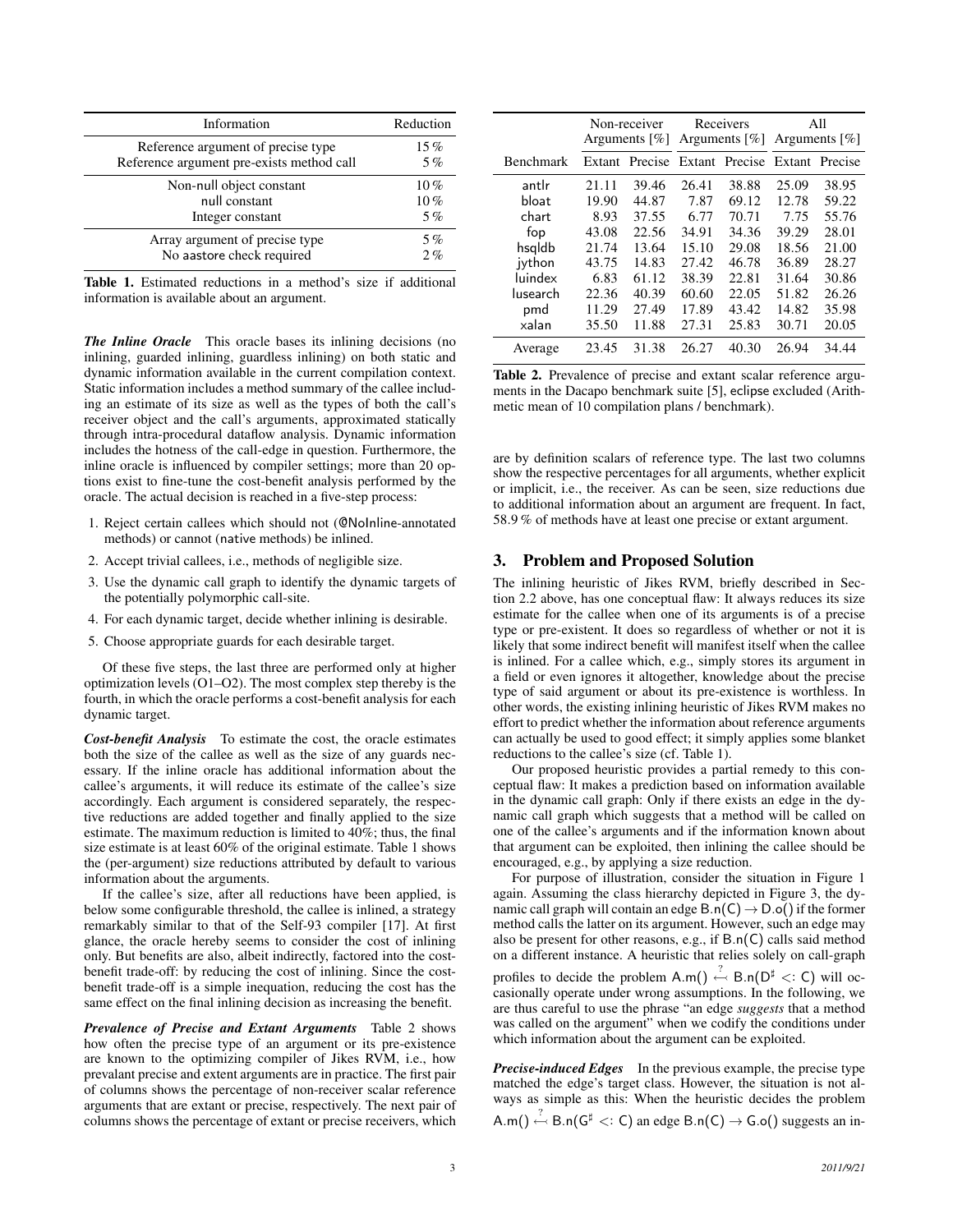| Information | Reduction |
|---|---|
| Reference argument of precise type | 15 % |
| Reference argument pre-exists method call | 5 % |
| Non-null object constant | 10 % |
| null constant | 10 % |
| Integer constant | 5 % |
| Array argument of precise type | 5 % |
| No aastore check required | 2 % |

**Table 1.** Estimated reductions in a method's size if additional information is available about an argument.

***The Inline Oracle*** This oracle bases its inlining decisions (no inlining, guarded inlining, guardless inlining) on both static and dynamic information available in the current compilation context. Static information includes a method summary of the callee including an estimate of its size as well as the types of both the call's receiver object and the call's arguments, approximated statically through intra-procedural dataflow analysis. Dynamic information includes the hotness of the call-edge in question. Furthermore, the inline oracle is influenced by compiler settings; more than 20 options exist to fine-tune the cost-benefit analysis performed by the oracle. The actual decision is reached in a five-step process:

1. Reject certain callees which should not (@NoInline-annotated methods) or cannot (native methods) be inlined.
2. Accept trivial callees, i.e., methods of negligible size.
3. Use the dynamic call graph to identify the dynamic targets of the potentially polymorphic call-site.
4. For each dynamic target, decide whether inlining is desirable.
5. Choose appropriate guards for each desirable target.

Of these five steps, the last three are performed only at higher optimization levels (O1–O2). The most complex step thereby is the fourth, in which the oracle performs a cost-benefit analysis for each dynamic target.

***Cost-benefit Analysis*** To estimate the cost, the oracle estimates both the size of the callee as well as the size of any guards necessary. If the inline oracle has additional information about the callee's arguments, it will reduce its estimate of the callee's size accordingly. Each argument is considered separately, the respective reductions are added together and finally applied to the size estimate. The maximum reduction is limited to 40%; thus, the final size estimate is at least 60% of the original estimate. Table 1 shows the (per-argument) size reductions attributed by default to various information about the arguments.

If the callee's size, after all reductions have been applied, is below some configurable threshold, the callee is inlined, a strategy remarkably similar to that of the Self-93 compiler [17]. At first glance, the oracle hereby seems to consider the cost of inlining only. But benefits are also, albeit indirectly, factored into the cost-benefit trade-off: by reducing the cost of inlining. Since the cost-benefit trade-off is a simple inequation, reducing the cost has the same effect on the final inlining decision as increasing the benefit.

***Prevalence of Precise and Extant Arguments*** Table 2 shows how often the precise type of an argument or its pre-existence are known to the optimizing compiler of Jikes RVM, i.e., how prevalant precise and extent arguments are in practice. The first pair of columns shows the percentage of non-receiver scalar reference arguments that are extant or precise, respectively. The next pair of columns shows the percentage of extant or precise receivers, which

| | Non-receiver Arguments [%] | | Receivers Arguments [%] | | All Arguments [%] | |
|---|---|---|---|---|---|---|
| Benchmark | Extant | Precise | Extant | Precise | Extant | Precise |
| antlr | 21.11 | 39.46 | 26.41 | 38.88 | 25.09 | 38.95 |
| bloat | 19.90 | 44.87 | 7.87 | 69.12 | 12.78 | 59.22 |
| chart | 8.93 | 37.55 | 6.77 | 70.71 | 7.75 | 55.76 |
| fop | 43.08 | 22.56 | 34.91 | 34.36 | 39.29 | 28.01 |
| hsqldb | 21.74 | 13.64 | 15.10 | 29.08 | 18.56 | 21.00 |
| jython | 43.75 | 14.83 | 27.42 | 46.78 | 36.89 | 28.27 |
| luindex | 6.83 | 61.12 | 38.39 | 22.81 | 31.64 | 30.86 |
| lusearch | 22.36 | 40.39 | 60.60 | 22.05 | 51.82 | 26.26 |
| pmd | 11.29 | 27.49 | 17.89 | 43.42 | 14.82 | 35.98 |
| xalan | 35.50 | 11.88 | 27.31 | 25.83 | 30.71 | 20.05 |
| Average | 23.45 | 31.38 | 26.27 | 40.30 | 26.94 | 34.44 |

**Table 2.** Prevalence of precise and extant scalar reference arguments in the Dacapo benchmark suite [5], eclipse excluded (Arithmetic mean of 10 compilation plans / benchmark).

are by definition scalars of reference type. The last two columns show the respective percentages for all arguments, whether explicit or implicit, i.e., the receiver. As can be seen, size reductions due to additional information about an argument are frequent. In fact, 58.9 % of methods have at least one precise or extant argument.

## 3. Problem and Proposed Solution

The inlining heuristic of Jikes RVM, briefly described in Section 2.2 above, has one conceptual flaw: It always reduces its size estimate for the callee when one of its arguments is of a precise type or pre-existent. It does so regardless of whether or not it is likely that some indirect benefit will manifest itself when the callee is inlined. For a callee which, e.g., simply stores its argument in a field or even ignores it altogether, knowledge about the precise type of said argument or about its pre-existence is worthless. In other words, the existing inlining heuristic of Jikes RVM makes no effort to predict whether the information about reference arguments can actually be used to good effect; it simply applies some blanket reductions to the callee's size (cf. Table 1).

Our proposed heuristic provides a partial remedy to this conceptual flaw: It makes a prediction based on information available in the dynamic call graph: Only if there exists an edge in the dynamic call graph which suggests that a method will be called on one of the callee's arguments and if the information known about that argument can be exploited, then inlining the callee should be encouraged, e.g., by applying a size reduction.

For purpose of illustration, consider the situation in Figure 1 again. Assuming the class hierarchy depicted in Figure 3, the dynamic call graph will contain an edge $\mathsf{B.n(C)} \rightarrow \mathsf{D.o()}$ if the former method calls the latter on its argument. However, such an edge may also be present for other reasons, e.g., if $\mathsf{B.n(C)}$ calls said method on a different instance. A heuristic that relies solely on call-graph profiles to decide the problem $\mathsf{A.m()} \overset{?}{\leftarrow} \mathsf{B.n(D^\sharp <: C)}$ will occasionally operate under wrong assumptions. In the following, we are thus careful to use the phrase "an edge *suggests* that a method was called on the argument" when we codify the conditions under which information about the argument can be exploited.

***Precise-induced Edges*** In the previous example, the precise type matched the edge's target class. However, the situation is not always as simple as this: When the heuristic decides the problem $\mathsf{A.m()} \overset{?}{\leftarrow} \mathsf{B.n(G^\sharp <: C)}$ an edge $\mathsf{B.n(C)} \rightarrow \mathsf{G.o()}$ suggests an in-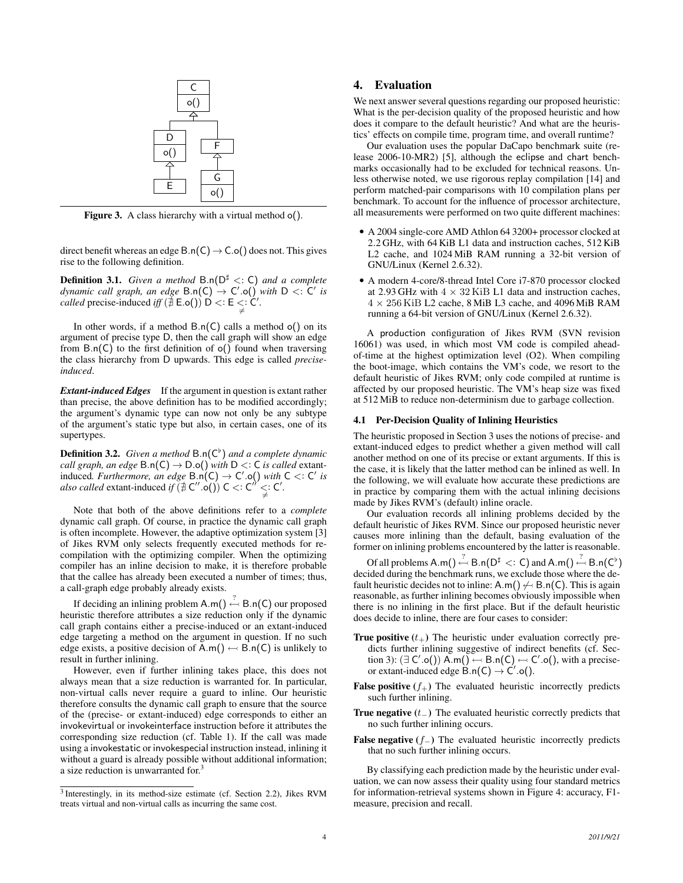Figure 3. A class hierarchy with a virtual method $\mathsf{o}()$.

direct benefit whereas an edge $\mathsf{B.n(C)} \rightarrow \mathsf{C.o()}$ does not. This gives rise to the following definition.

**Definition 3.1.** *Given a method* $\mathsf{B.n(D^\sharp} <: \mathsf{C)}$ *and a complete dynamic call graph, an edge* $\mathsf{B.n(C)} \rightarrow \mathsf{C'.o()}$ *with* $\mathsf{D} <: \mathsf{C'}$ *is called* precise-induced *iff* $(\nexists\, \mathsf{E.o()})\ \mathsf{D} <: \mathsf{E} \underset{\neq}{<:} \mathsf{C'}$.

In other words, if a method $\mathsf{B.n(C)}$ calls a method $\mathsf{o()}$ on its argument of precise type D, then the call graph will show an edge from $\mathsf{B.n(C)}$ to the first definition of $\mathsf{o()}$ found when traversing the class hierarchy from D upwards. This edge is called *precise-induced*.

***Extant-induced Edges*** If the argument in question is extant rather than precise, the above definition has to be modified accordingly; the argument's dynamic type can now not only be any subtype of the argument's static type but also, in certain cases, one of its supertypes.

**Definition 3.2.** *Given a method* $\mathsf{B.n(C^\flat)}$ *and a complete dynamic call graph, an edge* $\mathsf{B.n(C)} \rightarrow \mathsf{D.o()}$ *with* $\mathsf{D} <: \mathsf{C}$ *is called* extant-induced*. Furthermore, an edge* $\mathsf{B.n(C)} \rightarrow \mathsf{C'.o()}$ *with* $\mathsf{C} <: \mathsf{C'}$ *is also called* extant-induced *if* $(\nexists\, \mathsf{C''.o()})\ \mathsf{C} <: \mathsf{C''} \underset{\neq}{<:} \mathsf{C'}$.

Note that both of the above definitions refer to a *complete* dynamic call graph. Of course, in practice the dynamic call graph is often incomplete. However, the adaptive optimization system [3] of Jikes RVM only selects frequently executed methods for recompilation with the optimizing compiler. When the optimizing compiler has an inline decision to make, it is therefore probable that the callee has already been executed a number of times; thus, a call-graph edge probably already exists.

If deciding an inlining problem $\mathsf{A.m()} \overset{?}{\leftarrow} \mathsf{B.n(C)}$ our proposed heuristic therefore attributes a size reduction only if the dynamic call graph contains either a precise-induced or an extant-induced edge targeting a method on the argument in question. If no such edge exists, a positive decision of $\mathsf{A.m()} \leftarrow \mathsf{B.n(C)}$ is unlikely to result in further inlining.

However, even if further inlining takes place, this does not always mean that a size reduction is warranted for. In particular, non-virtual calls never require a guard to inline. Our heuristic therefore consults the dynamic call graph to ensure that the source of the (precise- or extant-induced) edge corresponds to either an invokevirtual or invokeinterface instruction before it attributes the corresponding size reduction (cf. Table 1). If the call was made using a invokestatic or invokespecial instruction instead, inlining it without a guard is already possible without additional information; a size reduction is unwarranted for.[3]

[3] Interestingly, in its method-size estimate (cf. Section 2.2), Jikes RVM treats virtual and non-virtual calls as incurring the same cost.

## 4. Evaluation

We next answer several questions regarding our proposed heuristic: What is the per-decision quality of the proposed heuristic and how does it compare to the default heuristic? And what are the heuristics' effects on compile time, program time, and overall runtime?

Our evaluation uses the popular DaCapo benchmark suite (release 2006-10-MR2) [5], although the eclipse and chart benchmarks occasionally had to be excluded for technical reasons. Unless otherwise noted, we use rigorous replay compilation [14] and perform matched-pair comparisons with 10 compilation plans per benchmark. To account for the influence of processor architecture, all measurements were performed on two quite different machines:

- A 2004 single-core AMD Athlon 64 3200+ processor clocked at 2.2 GHz, with 64 KiB L1 data and instruction caches, 512 KiB L2 cache, and 1024 MiB RAM running a 32-bit version of GNU/Linux (Kernel 2.6.32).
- A modern 4-core/8-thread Intel Core i7-870 processor clocked at 2.93 GHz with $4 \times 32$ KiB L1 data and instruction caches, $4 \times 256$ KiB L2 cache, 8 MiB L3 cache, and 4096 MiB RAM running a 64-bit version of GNU/Linux (Kernel 2.6.32).

A production configuration of Jikes RVM (SVN revision 16061) was used, in which most VM code is compiled ahead-of-time at the highest optimization level (O2). When compiling the boot-image, which contains the VM's code, we resort to the default heuristic of Jikes RVM; only code compiled at runtime is affected by our proposed heuristic. The VM's heap size was fixed at 512 MiB to reduce non-determinism due to garbage collection.

### 4.1 Per-Decision Quality of Inlining Heuristics

The heuristic proposed in Section 3 uses the notions of precise- and extant-induced edges to predict whether a given method will call another method on one of its precise or extant arguments. If this is the case, it is likely that the latter method can be inlined as well. In the following, we will evaluate how accurate these predictions are in practice by comparing them with the actual inlining decisions made by Jikes RVM's (default) inline oracle.

Our evaluation records all inlining problems decided by the default heuristic of Jikes RVM. Since our proposed heuristic never causes more inlining than the default, basing evaluation of the former on inlining problems encountered by the latter is reasonable.

Of all problems $\mathsf{A.m()} \overset{?}{\leftarrow} \mathsf{B.n(D^\sharp} <: \mathsf{C)}$ and $\mathsf{A.m()} \overset{?}{\leftarrow} \mathsf{B.n(C^\flat)}$ decided during the benchmark runs, we exclude those where the default heuristic decides not to inline: $\mathsf{A.m()} \not\leftarrow \mathsf{B.n(C)}$. This is again reasonable, as further inlining becomes obviously impossible when there is no inlining in the first place. But if the default heuristic does decide to inline, there are four cases to consider:

- **True positive** ($t_+$) The heuristic under evaluation correctly predicts further inlining suggestive of indirect benefits (cf. Section 3): $(\exists\, \mathsf{C'.o()})\ \mathsf{A.m()} \leftarrow \mathsf{B.n(C)} \leftarrow \mathsf{C'.o()}$, with a precise- or extant-induced edge $\mathsf{B.n(C)} \rightarrow \mathsf{C'.o()}$.
- **False positive** ($f_+$) The evaluated heuristic incorrectly predicts such further inlining.
- **True negative** ($t_-$) The evaluated heuristic correctly predicts that no such further inlining occurs.
- **False negative** ($f_-$) The evaluated heuristic incorrectly predicts that no such further inlining occurs.

By classifying each prediction made by the heuristic under evaluation, we can now assess their quality using four standard metrics for information-retrieval systems shown in Figure 4: accuracy, F1-measure, precision and recall.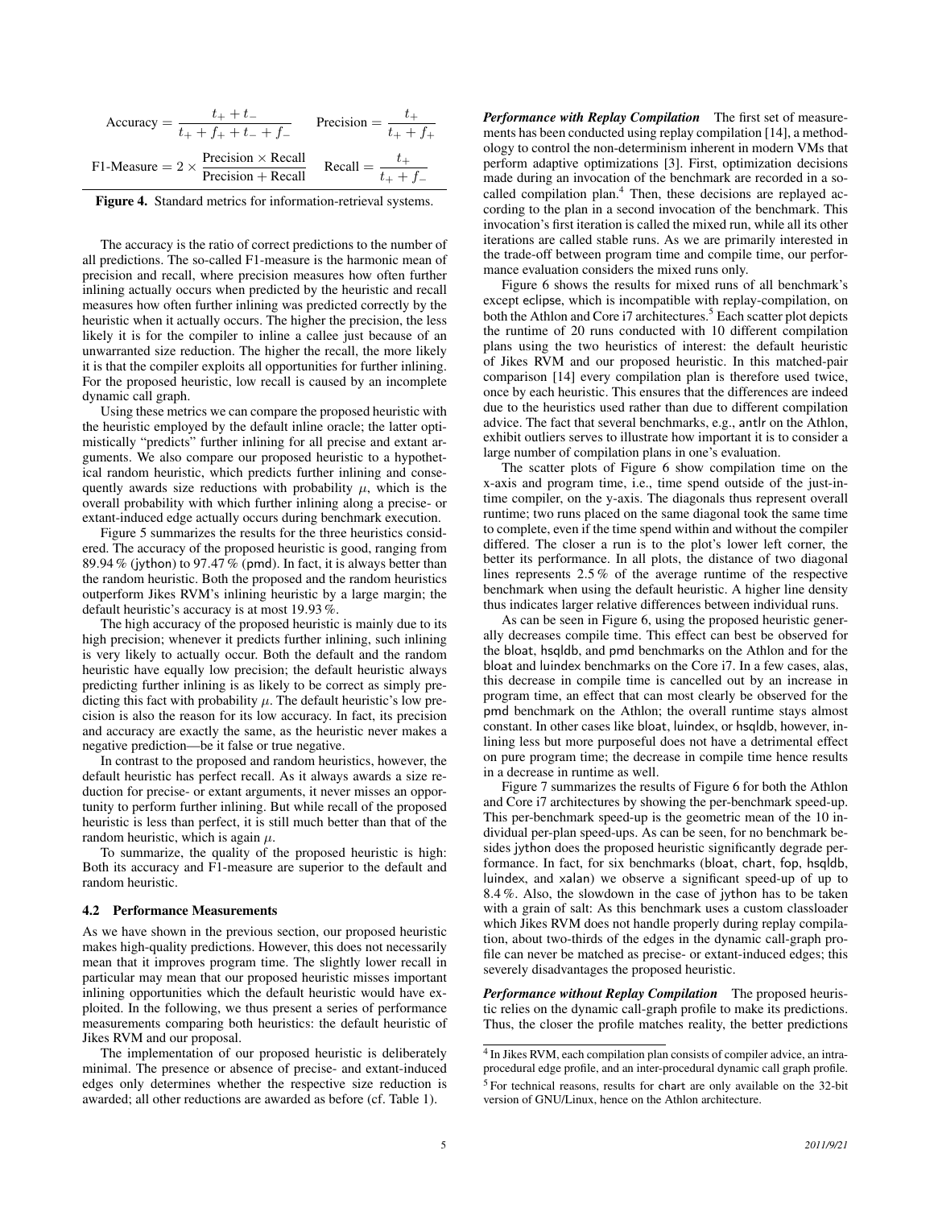$$\text{Accuracy} = \frac{t_+ + t_-}{t_+ + f_+ + t_- + f_-} \qquad \text{Precision} = \frac{t_+}{t_+ + f_+}$$

$$\text{F1-Measure} = 2 \times \frac{\text{Precision} \times \text{Recall}}{\text{Precision} + \text{Recall}} \qquad \text{Recall} = \frac{t_+}{t_+ + f_-}$$

**Figure 4.** Standard metrics for information-retrieval systems.

The accuracy is the ratio of correct predictions to the number of all predictions. The so-called F1-measure is the harmonic mean of precision and recall, where precision measures how often further inlining actually occurs when predicted by the heuristic and recall measures how often further inlining was predicted correctly by the heuristic when it actually occurs. The higher the precision, the less likely it is for the compiler to inline a callee just because of an unwarranted size reduction. The higher the recall, the more likely it is that the compiler exploits all opportunities for further inlining. For the proposed heuristic, low recall is caused by an incomplete dynamic call graph.

Using these metrics we can compare the proposed heuristic with the heuristic employed by the default inline oracle; the latter optimistically "predicts" further inlining for all precise and extant arguments. We also compare our proposed heuristic to a hypothetical random heuristic, which predicts further inlining and consequently awards size reductions with probability $\mu$, which is the overall probability with which further inlining along a precise- or extant-induced edge actually occurs during benchmark execution.

Figure 5 summarizes the results for the three heuristics considered. The accuracy of the proposed heuristic is good, ranging from 89.94 % (jython) to 97.47 % (pmd). In fact, it is always better than the random heuristic. Both the proposed and the random heuristics outperform Jikes RVM's inlining heuristic by a large margin; the default heuristic's accuracy is at most 19.93 %.

The high accuracy of the proposed heuristic is mainly due to its high precision; whenever it predicts further inlining, such inlining is very likely to actually occur. Both the default and the random heuristic have equally low precision; the default heuristic always predicting further inlining is as likely to be correct as simply predicting this fact with probability $\mu$. The default heuristic's low precision is also the reason for its low accuracy. In fact, its precision and accuracy are exactly the same, as the heuristic never makes a negative prediction—be it false or true negative.

In contrast to the proposed and random heuristics, however, the default heuristic has perfect recall. As it always awards a size reduction for precise- or extant arguments, it never misses an opportunity to perform further inlining. But while recall of the proposed heuristic is less than perfect, it is still much better than that of the random heuristic, which is again $\mu$.

To summarize, the quality of the proposed heuristic is high: Both its accuracy and F1-measure are superior to the default and random heuristic.

### 4.2 Performance Measurements

As we have shown in the previous section, our proposed heuristic makes high-quality predictions. However, this does not necessarily mean that it improves program time. The slightly lower recall in particular may mean that our proposed heuristic misses important inlining opportunities which the default heuristic would have exploited. In the following, we thus present a series of performance measurements comparing both heuristics: the default heuristic of Jikes RVM and our proposal.

The implementation of our proposed heuristic is deliberately minimal. The presence or absence of precise- and extant-induced edges only determines whether the respective size reduction is awarded; all other reductions are awarded as before (cf. Table 1).

***Performance with Replay Compilation*** The first set of measurements has been conducted using replay compilation [14], a methodology to control the non-determinism inherent in modern VMs that perform adaptive optimizations [3]. First, optimization decisions made during an invocation of the benchmark are recorded in a so-called compilation plan.[4] Then, these decisions are replayed according to the plan in a second invocation of the benchmark. This invocation's first iteration is called the mixed run, while all its other iterations are called stable runs. As we are primarily interested in the trade-off between program time and compile time, our performance evaluation considers the mixed runs only.

Figure 6 shows the results for mixed runs of all benchmark's except eclipse, which is incompatible with replay-compilation, on both the Athlon and Core i7 architectures.[5] Each scatter plot depicts the runtime of 20 runs conducted with 10 different compilation plans using the two heuristics of interest: the default heuristic of Jikes RVM and our proposed heuristic. In this matched-pair comparison [14] every compilation plan is therefore used twice, once by each heuristic. This ensures that the differences are indeed due to the heuristics used rather than due to different compilation advice. The fact that several benchmarks, e.g., antlr on the Athlon, exhibit outliers serves to illustrate how important it is to consider a larger number of compilation plans in one's evaluation.

The scatter plots of Figure 6 show compilation time on the x-axis and program time, i.e., time spend outside of the just-in-time compiler, on the y-axis. The diagonals thus represent overall runtime; two runs placed on the same diagonal took the same time to complete, even if the time spend within and without the compiler differed. The closer a run is to the plot's lower left corner, the better its performance. In all plots, the distance of two diagonal lines represents 2.5 % of the average runtime of the respective benchmark when using the default heuristic. A higher line density thus indicates larger relative differences between individual runs.

As can be seen in Figure 6, using the proposed heuristic generally decreases compile time. This effect can best be observed for the bloat, hsqldb, and pmd benchmarks on the Athlon and for the bloat and luindex benchmarks on the Core i7. In a few cases, alas, this decrease in compile time is cancelled out by an increase in program time, an effect that can most clearly be observed for the pmd benchmark on the Athlon; the overall runtime stays almost constant. In other cases like bloat, luindex, or hsqldb, however, inlining less but more purposeful does not have a detrimental effect on pure program time; the decrease in compile time hence results in a decrease in runtime as well.

Figure 7 summarizes the results of Figure 6 for both the Athlon and Core i7 architectures by showing the per-benchmark speed-up. This per-benchmark speed-up is the geometric mean of the 10 individual per-plan speed-ups. As can be seen, for no benchmark besides jython does the proposed heuristic significantly degrade performance. In fact, for six benchmarks (bloat, chart, fop, hsqldb, luindex, and xalan) we observe a significant speed-up of up to 8.4 %. Also, the slowdown in the case of jython has to be taken with a grain of salt: As this benchmark uses a custom classloader which Jikes RVM does not handle properly during replay compilation, about two-thirds of the edges in the dynamic call-graph profile can never be matched as precise- or extant-induced edges; this severely disadvantages the proposed heuristic.

***Performance without Replay Compilation*** The proposed heuristic relies on the dynamic call-graph profile to make its predictions. Thus, the closer the profile matches reality, the better predictions

[4] In Jikes RVM, each compilation plan consists of compiler advice, an intra-procedural edge profile, and an inter-procedural dynamic call graph profile.

[5] For technical reasons, results for chart are only available on the 32-bit version of GNU/Linux, hence on the Athlon architecture.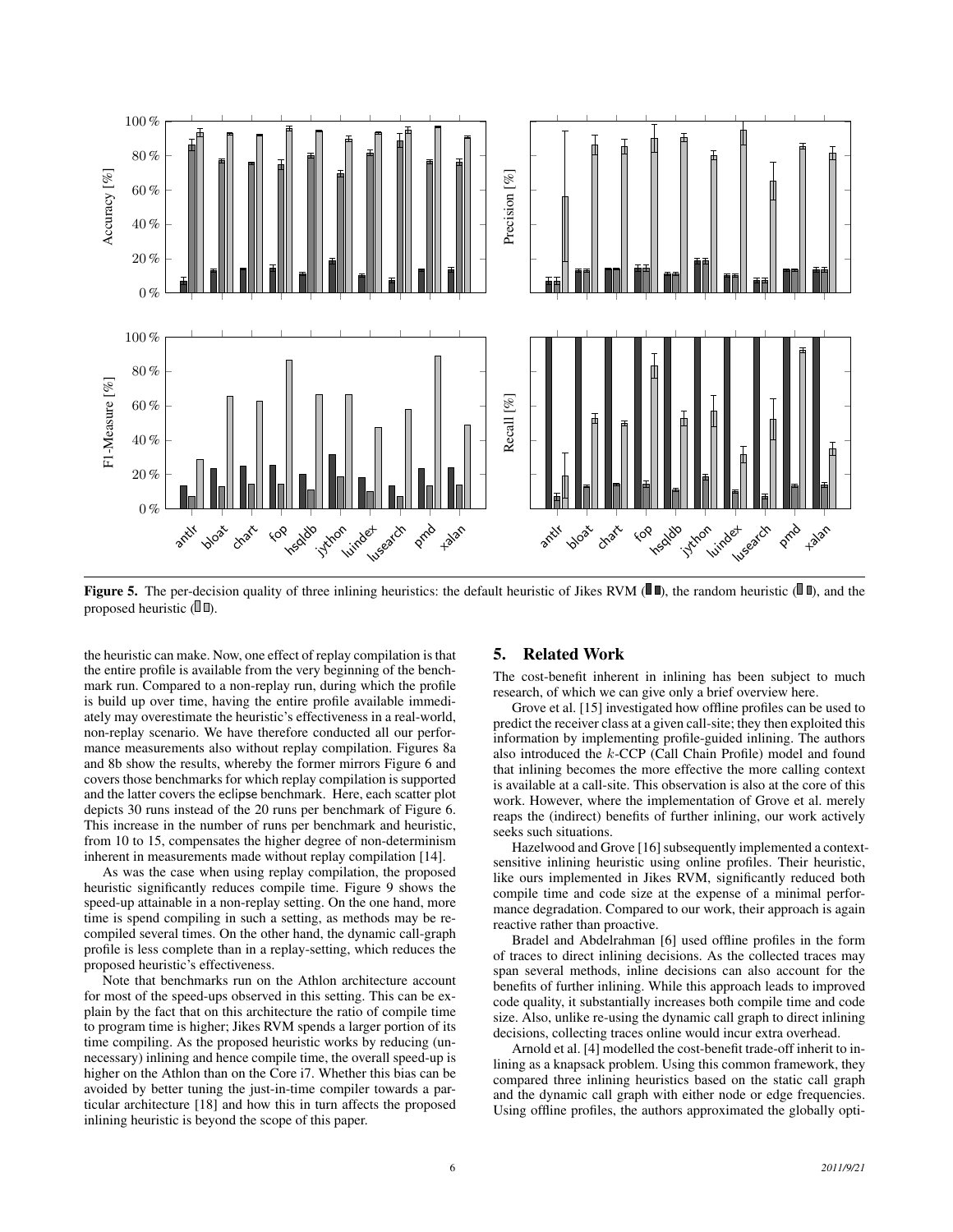Figure 5. The per-decision quality of three inlining heuristics: the default heuristic of Jikes RVM, the random heuristic, and the proposed heuristic.

the heuristic can make. Now, one effect of replay compilation is that the entire profile is available from the very beginning of the benchmark run. Compared to a non-replay run, during which the profile is build up over time, having the entire profile available immediately may overestimate the heuristic's effectiveness in a real-world, non-replay scenario. We have therefore conducted all our performance measurements also without replay compilation. Figures 8a and 8b show the results, whereby the former mirrors Figure 6 and covers those benchmarks for which replay compilation is supported and the latter covers the eclipse benchmark. Here, each scatter plot depicts 30 runs instead of the 20 runs per benchmark of Figure 6. This increase in the number of runs per benchmark and heuristic, from 10 to 15, compensates the higher degree of non-determinism inherent in measurements made without replay compilation [14].

As was the case when using replay compilation, the proposed heuristic significantly reduces compile time. Figure 9 shows the speed-up attainable in a non-replay setting. On the one hand, more time is spend compiling in such a setting, as methods may be recompiled several times. On the other hand, the dynamic call-graph profile is less complete than in a replay-setting, which reduces the proposed heuristic's effectiveness.

Note that benchmarks run on the Athlon architecture account for most of the speed-ups observed in this setting. This can be explain by the fact that on this architecture the ratio of compile time to program time is higher; Jikes RVM spends a larger portion of its time compiling. As the proposed heuristic works by reducing (unnecessary) inlining and hence compile time, the overall speed-up is higher on the Athlon than on the Core i7. Whether this bias can be avoided by better tuning the just-in-time compiler towards a particular architecture [18] and how this in turn affects the proposed inlining heuristic is beyond the scope of this paper.

## 5. Related Work

The cost-benefit inherent in inlining has been subject to much research, of which we can give only a brief overview here.

Grove et al. [15] investigated how offline profiles can be used to predict the receiver class at a given call-site; they then exploited this information by implementing profile-guided inlining. The authors also introduced the $k$-CCP (Call Chain Profile) model and found that inlining becomes the more effective the more calling context is available at a call-site. This observation is also at the core of this work. However, where the implementation of Grove et al. merely reaps the (indirect) benefits of further inlining, our work actively seeks such situations.

Hazelwood and Grove [16] subsequently implemented a context-sensitive inlining heuristic using online profiles. Their heuristic, like ours implemented in Jikes RVM, significantly reduced both compile time and code size at the expense of a minimal performance degradation. Compared to our work, their approach is again reactive rather than proactive.

Bradel and Abdelrahman [6] used offline profiles in the form of traces to direct inlining decisions. As the collected traces may span several methods, inline decisions can also account for the benefits of further inlining. While this approach leads to improved code quality, it substantially increases both compile time and code size. Also, unlike re-using the dynamic call graph to direct inlining decisions, collecting traces online would incur extra overhead.

Arnold et al. [4] modelled the cost-benefit trade-off inherit to inlining as a knapsack problem. Using this common framework, they compared three inlining heuristics based on the static call graph and the dynamic call graph with either node or edge frequencies. Using offline profiles, the authors approximated the globally opti-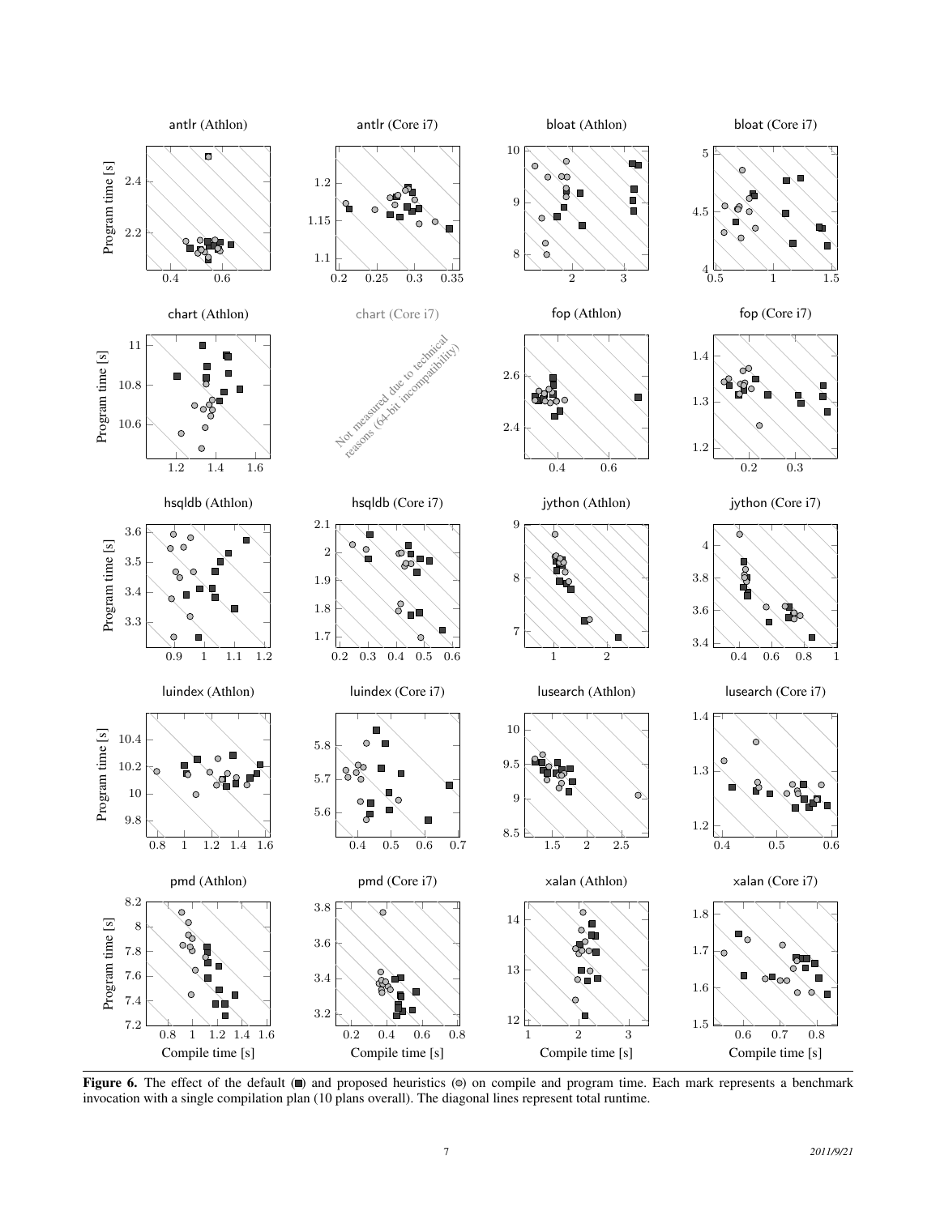**Figure 6.** The effect of the default (■) and proposed heuristics (●) on compile and program time. Each mark represents a benchmark invocation with a single compilation plan (10 plans overall). The diagonal lines represent total runtime.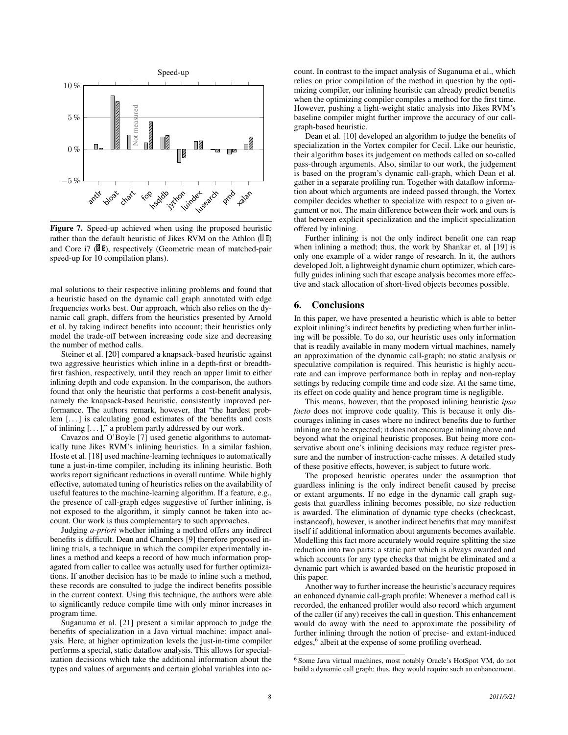Figure 7. Speed-up achieved when using the proposed heuristic rather than the default heuristic of Jikes RVM on the Athlon and Core i7, respectively (Geometric mean of matched-pair speed-up for 10 compilation plans).

mal solutions to their respective inlining problems and found that a heuristic based on the dynamic call graph annotated with edge frequencies works best. Our approach, which also relies on the dynamic call graph, differs from the heuristics presented by Arnold et al. by taking indirect benefits into account; their heuristics only model the trade-off between increasing code size and decreasing the number of method calls.

Steiner et al. [20] compared a knapsack-based heuristic against two aggressive heuristics which inline in a depth-first or breadth-first fashion, respectively, until they reach an upper limit to either inlining depth and code expansion. In the comparison, the authors found that only the heuristic that performs a cost-benefit analysis, namely the knapsack-based heuristic, consistently improved performance. The authors remark, however, that "the hardest problem [...] is calculating good estimates of the benefits and costs of inlining [...]," a problem partly addressed by our work.

Cavazos and O'Boyle [7] used genetic algorithms to automatically tune Jikes RVM's inlining heuristics. In a similar fashion, Hoste et al. [18] used machine-learning techniques to automatically tune a just-in-time compiler, including its inlining heuristic. Both works report significant reductions in overall runtime. While highly effective, automated tuning of heuristics relies on the availability of useful features to the machine-learning algorithm. If a feature, e.g., the presence of call-graph edges suggestive of further inlining, is not exposed to the algorithm, it simply cannot be taken into account. Our work is thus complementary to such approaches.

Judging *a-priori* whether inlining a method offers any indirect benefits is difficult. Dean and Chambers [9] therefore proposed inlining trials, a technique in which the compiler experimentally inlines a method and keeps a record of how much information propagated from caller to callee was actually used for further optimizations. If another decision has to be made to inline such a method, these records are consulted to judge the indirect benefits possible in the current context. Using this technique, the authors were able to significantly reduce compile time with only minor increases in program time.

Suganuma et al. [21] present a similar approach to judge the benefits of specialization in a Java virtual machine: impact analysis. Here, at higher optimization levels the just-in-time compiler performs a special, static dataflow analysis. This allows for specialization decisions which take the additional information about the types and values of arguments and certain global variables into account. In contrast to the impact analysis of Suganuma et al., which relies on prior compilation of the method in question by the optimizing compiler, our inlining heuristic can already predict benefits when the optimizing compiler compiles a method for the first time. However, pushing a light-weight static analysis into Jikes RVM's baseline compiler might further improve the accuracy of our call-graph-based heuristic.

Dean et al. [10] developed an algorithm to judge the benefits of specialization in the Vortex compiler for Cecil. Like our heuristic, their algorithm bases its judgement on methods called on so-called pass-through arguments. Also, similar to our work, the judgement is based on the program's dynamic call-graph, which Dean et al. gather in a separate profiling run. Together with dataflow information about which arguments are indeed passed through, the Vortex compiler decides whether to specialize with respect to a given argument or not. The main difference between their work and ours is that between explicit specialization and the implicit specialization offered by inlining.

Further inlining is not the only indirect benefit one can reap when inlining a method; thus, the work by Shankar et. al [19] is only one example of a wider range of research. In it, the authors developed Jolt, a lightweight dynamic churn optimizer, which carefully guides inlining such that escape analysis becomes more effective and stack allocation of short-lived objects becomes possible.

## 6. Conclusions

In this paper, we have presented a heuristic which is able to better exploit inlining's indirect benefits by predicting when further inlining will be possible. To do so, our heuristic uses only information that is readily available in many modern virtual machines, namely an approximation of the dynamic call-graph; no static analysis or speculative compilation is required. This heuristic is highly accurate and can improve performance both in replay and non-replay settings by reducing compile time and code size. At the same time, its effect on code quality and hence program time is negligible.

This means, however, that the proposed inlining heuristic *ipso facto* does not improve code quality. This is because it only discourages inlining in cases where no indirect benefits due to further inlining are to be expected; it does not encourage inlining above and beyond what the original heuristic proposes. But being more conservative about one's inlining decisions may reduce register pressure and the number of instruction-cache misses. A detailed study of these positive effects, however, is subject to future work.

The proposed heuristic operates under the assumption that guardless inlining is the only indirect benefit caused by precise or extant arguments. If no edge in the dynamic call graph suggests that guardless inlining becomes possible, no size reduction is awarded. The elimination of dynamic type checks (checkcast, instanceof), however, is another indirect benefits that may manifest itself if additional information about arguments becomes available. Modelling this fact more accurately would require splitting the size reduction into two parts: a static part which is always awarded and which accounts for any type checks that might be eliminated and a dynamic part which is awarded based on the heuristic proposed in this paper.

Another way to further increase the heuristic's accuracy requires an enhanced dynamic call-graph profile: Whenever a method call is recorded, the enhanced profiler would also record which argument of the caller (if any) receives the call in question. This enhancement would do away with the need to approximate the possibility of further inlining through the notion of precise- and extant-induced edges,[6] albeit at the expense of some profiling overhead.

[6] Some Java virtual machines, most notably Oracle's HotSpot VM, do not build a dynamic call graph; thus, they would require such an enhancement.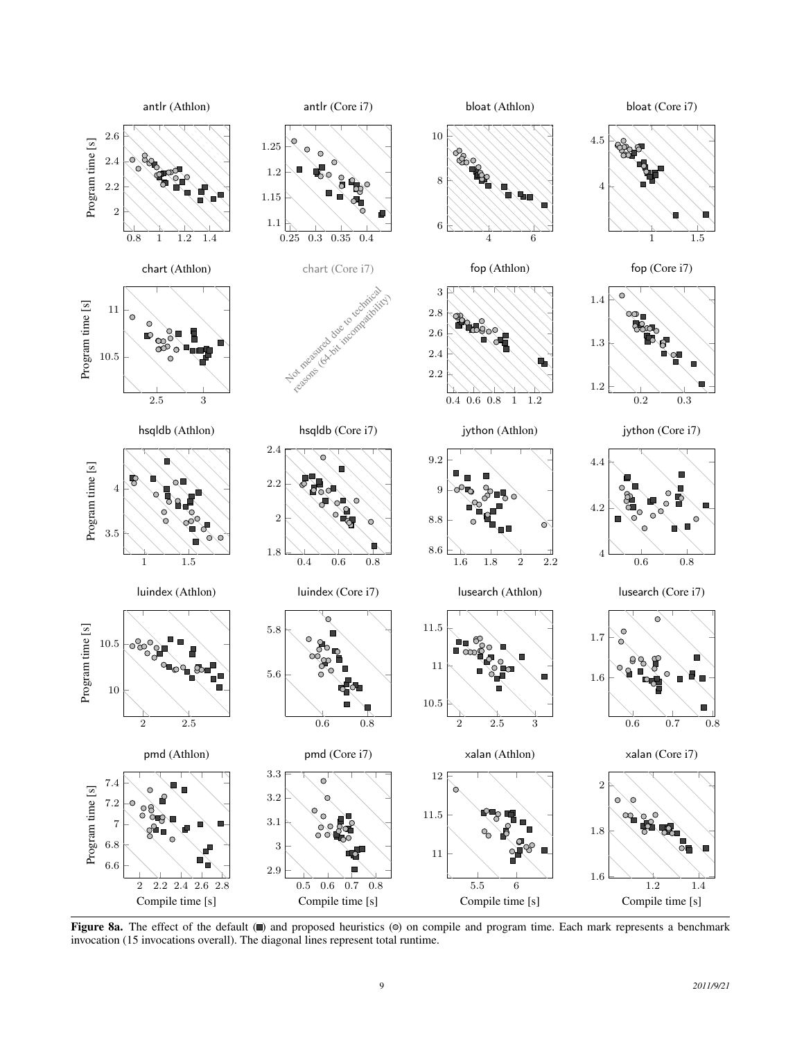**Figure 8a.** The effect of the default (■) and proposed heuristics (◎) on compile and program time. Each mark represents a benchmark invocation (15 invocations overall). The diagonal lines represent total runtime.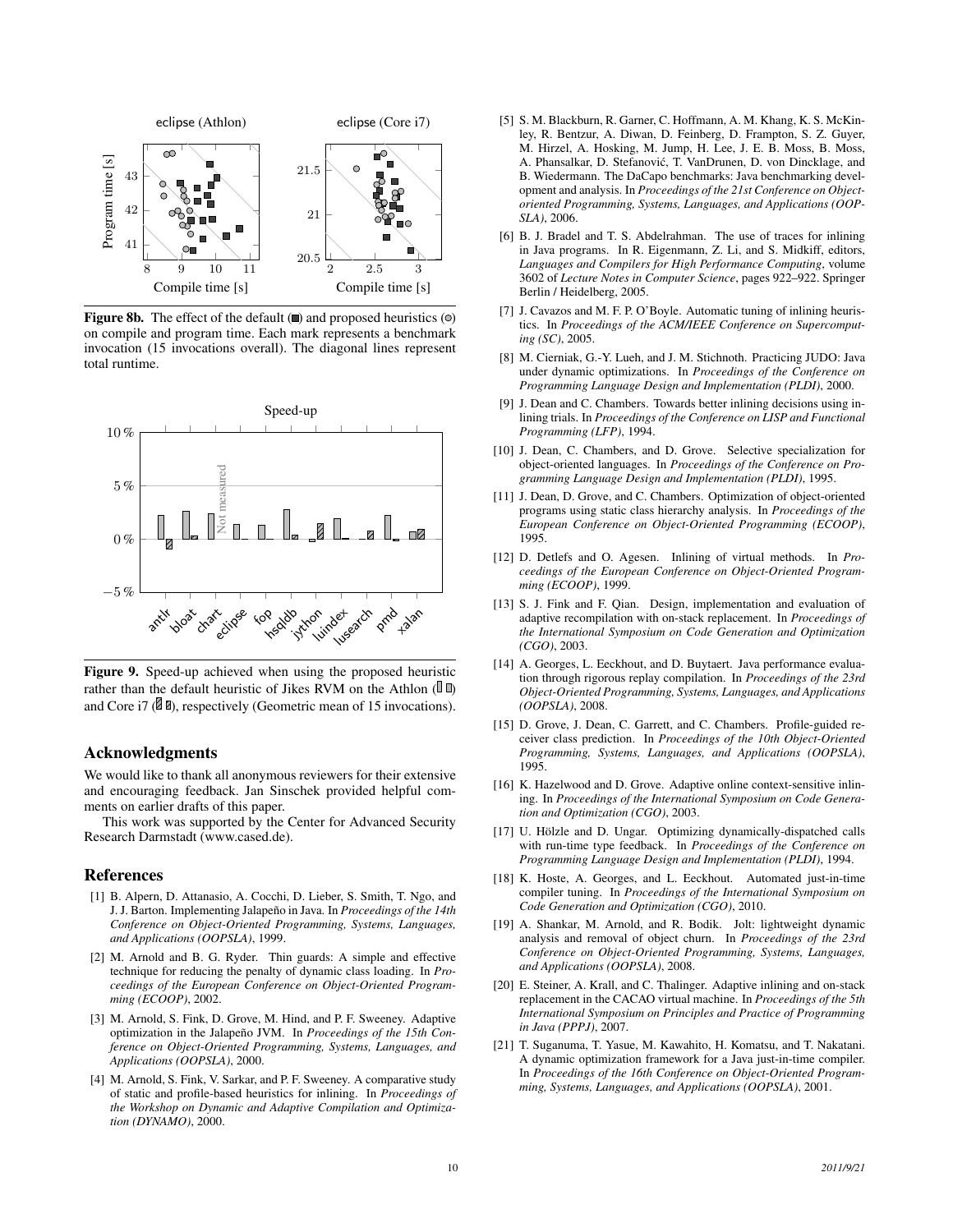eclipse (Athlon)

eclipse (Core i7)

Program time [s]

43

42

41

8 9 10 11

Compile time [s]

21.5

21

20.5

2 2.5 3

Compile time [s]

**Figure 8b.** The effect of the default (■) and proposed heuristics (●) on compile and program time. Each mark represents a benchmark invocation (15 invocations overall). The diagonal lines represent total runtime.

Speed-up

10 %

5 %

0 %

−5 %

Not measured

antlr bloat chart eclipse fop hsqldb jython luindex lusearch pmd xalan

**Figure 9.** Speed-up achieved when using the proposed heuristic rather than the default heuristic of Jikes RVM on the Athlon (▯▯) and Core i7 (▨▨), respectively (Geometric mean of 15 invocations).

## Acknowledgments

We would like to thank all anonymous reviewers for their extensive and encouraging feedback. Jan Sinschek provided helpful comments on earlier drafts of this paper.

This work was supported by the Center for Advanced Security Research Darmstadt (www.cased.de).

## References

[1] B. Alpern, D. Attanasio, A. Cocchi, D. Lieber, S. Smith, T. Ngo, and J. J. Barton. Implementing Jalapeño in Java. In *Proceedings of the 14th Conference on Object-Oriented Programming, Systems, Languages, and Applications (OOPSLA)*, 1999.

[2] M. Arnold and B. G. Ryder. Thin guards: A simple and effective technique for reducing the penalty of dynamic class loading. In *Proceedings of the European Conference on Object-Oriented Programming (ECOOP)*, 2002.

[3] M. Arnold, S. Fink, D. Grove, M. Hind, and P. F. Sweeney. Adaptive optimization in the Jalapeño JVM. In *Proceedings of the 15th Conference on Object-Oriented Programming, Systems, Languages, and Applications (OOPSLA)*, 2000.

[4] M. Arnold, S. Fink, V. Sarkar, and P. F. Sweeney. A comparative study of static and profile-based heuristics for inlining. In *Proceedings of the Workshop on Dynamic and Adaptive Compilation and Optimization (DYNAMO)*, 2000.

[5] S. M. Blackburn, R. Garner, C. Hoffmann, A. M. Khang, K. S. McKinley, R. Bentzur, A. Diwan, D. Feinberg, D. Frampton, S. Z. Guyer, M. Hirzel, A. Hosking, M. Jump, H. Lee, J. E. B. Moss, B. Moss, A. Phansalkar, D. Stefanović, T. VanDrunen, D. von Dincklage, and B. Wiedermann. The DaCapo benchmarks: Java benchmarking development and analysis. In *Proceedings of the 21st Conference on Object-oriented Programming, Systems, Languages, and Applications (OOPSLA)*, 2006.

[6] B. J. Bradel and T. S. Abdelrahman. The use of traces for inlining in Java programs. In R. Eigenmann, Z. Li, and S. Midkiff, editors, *Languages and Compilers for High Performance Computing*, volume 3602 of *Lecture Notes in Computer Science*, pages 922–922. Springer Berlin / Heidelberg, 2005.

[7] J. Cavazos and M. F. P. O'Boyle. Automatic tuning of inlining heuristics. In *Proceedings of the ACM/IEEE Conference on Supercomputing (SC)*, 2005.

[8] M. Cierniak, G.-Y. Lueh, and J. M. Stichnoth. Practicing JUDO: Java under dynamic optimizations. In *Proceedings of the Conference on Programming Language Design and Implementation (PLDI)*, 2000.

[9] J. Dean and C. Chambers. Towards better inlining decisions using inlining trials. In *Proceedings of the Conference on LISP and Functional Programming (LFP)*, 1994.

[10] J. Dean, C. Chambers, and D. Grove. Selective specialization for object-oriented languages. In *Proceedings of the Conference on Programming Language Design and Implementation (PLDI)*, 1995.

[11] J. Dean, D. Grove, and C. Chambers. Optimization of object-oriented programs using static class hierarchy analysis. In *Proceedings of the European Conference on Object-Oriented Programming (ECOOP)*, 1995.

[12] D. Detlefs and O. Agesen. Inlining of virtual methods. In *Proceedings of the European Conference on Object-Oriented Programming (ECOOP)*, 1999.

[13] S. J. Fink and F. Qian. Design, implementation and evaluation of adaptive recompilation with on-stack replacement. In *Proceedings of the International Symposium on Code Generation and Optimization (CGO)*, 2003.

[14] A. Georges, L. Eeckhout, and D. Buytaert. Java performance evaluation through rigorous replay compilation. In *Proceedings of the 23rd Object-Oriented Programming, Systems, Languages, and Applications (OOPSLA)*, 2008.

[15] D. Grove, J. Dean, C. Garrett, and C. Chambers. Profile-guided receiver class prediction. In *Proceedings of the 10th Object-Oriented Programming, Systems, Languages, and Applications (OOPSLA)*, 1995.

[16] K. Hazelwood and D. Grove. Adaptive online context-sensitive inlining. In *Proceedings of the International Symposium on Code Generation and Optimization (CGO)*, 2003.

[17] U. Hölzle and D. Ungar. Optimizing dynamically-dispatched calls with run-time type feedback. In *Proceedings of the Conference on Programming Language Design and Implementation (PLDI)*, 1994.

[18] K. Hoste, A. Georges, and L. Eeckhout. Automated just-in-time compiler tuning. In *Proceedings of the International Symposium on Code Generation and Optimization (CGO)*, 2010.

[19] A. Shankar, M. Arnold, and R. Bodik. Jolt: lightweight dynamic analysis and removal of object churn. In *Proceedings of the 23rd Conference on Object-Oriented Programming, Systems, Languages, and Applications (OOPSLA)*, 2008.

[20] E. Steiner, A. Krall, and C. Thalinger. Adaptive inlining and on-stack replacement in the CACAO virtual machine. In *Proceedings of the 5th International Symposium on Principles and Practice of Programming in Java (PPPJ)*, 2007.

[21] T. Suganuma, T. Yasue, M. Kawahito, H. Komatsu, and T. Nakatani. A dynamic optimization framework for a Java just-in-time compiler. In *Proceedings of the 16th Conference on Object-Oriented Programming, Systems, Languages, and Applications (OOPSLA)*, 2001.